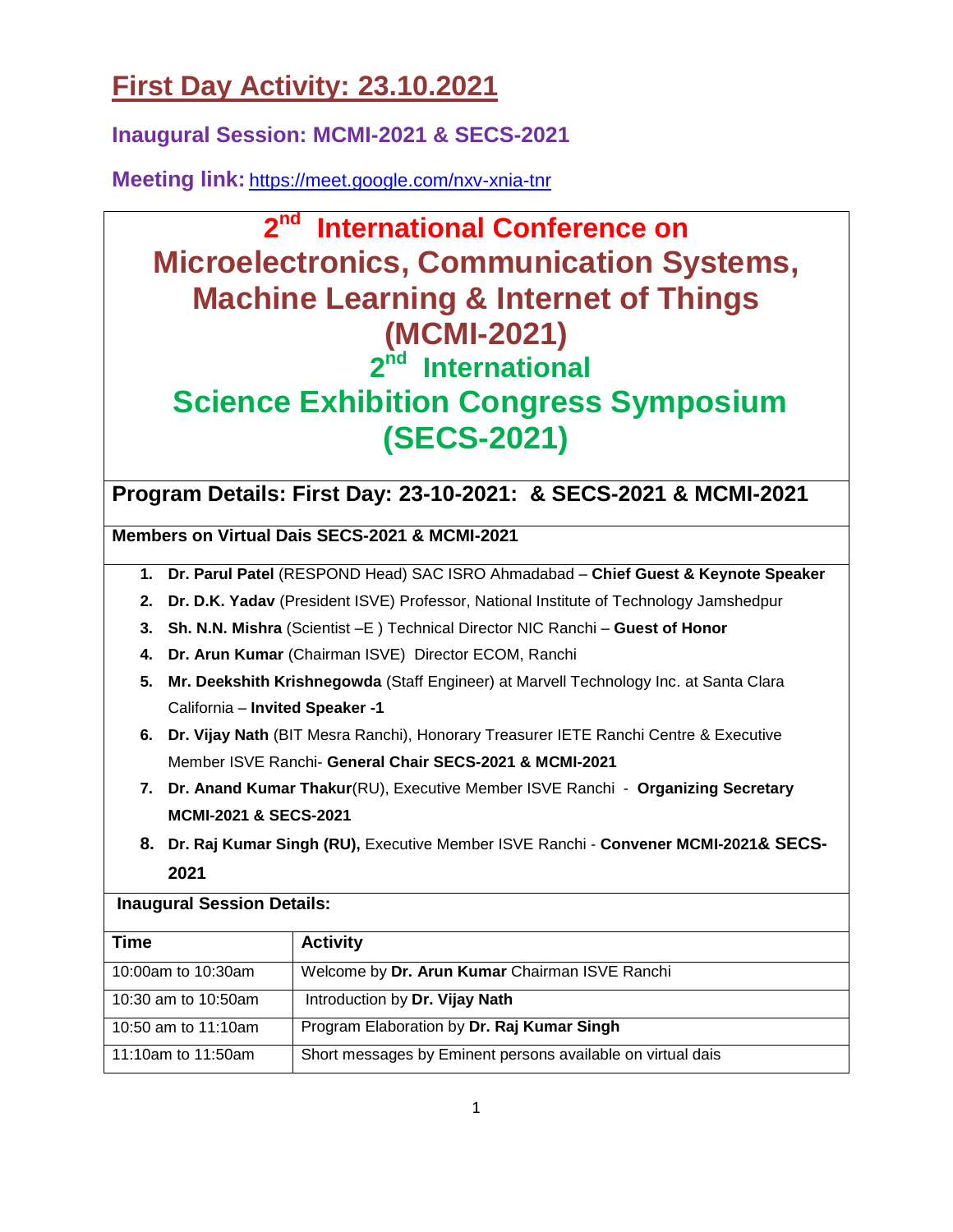# First Day Activity: 23.10.2021

## Inaugural Session: MCMI-2021 & SECS-2021

**Meeting link:** https://meet.google.com/nxv-xnia-tnr

# 2nd International Conference on Microelectronics, Communication Systems, Machine Learning & Internet of Things (MCMI-2021)

# 2nd International Science Exhibition Congress Symposium (SECS-2021)

## Program Details: First Day: 23-10-2021: & SECS-2021 & MCMI-2021

**Members on Virtual Dais SECS-2021 & MCMI-2021**

1. **Dr. Parul Patel** (RESPOND Head) SAC ISRO Ahmadabad – **Chief Guest & Keynote Speaker**
2. **Dr. D.K. Yadav** (President ISVE) Professor, National Institute of Technology Jamshedpur
3. **Sh. N.N. Mishra** (Scientist –E ) Technical Director NIC Ranchi – **Guest of Honor**
4. **Dr. Arun Kumar** (Chairman ISVE) Director ECOM, Ranchi
5. **Mr. Deekshith Krishnegowda** (Staff Engineer) at Marvell Technology Inc. at Santa Clara California – **Invited Speaker -1**
6. **Dr. Vijay Nath** (BIT Mesra Ranchi), Honorary Treasurer IETE Ranchi Centre & Executive Member ISVE Ranchi- **General Chair SECS-2021 & MCMI-2021**
7. **Dr. Anand Kumar Thakur**(RU), Executive Member ISVE Ranchi - **Organizing Secretary MCMI-2021 & SECS-2021**
8. **Dr. Raj Kumar Singh (RU),** Executive Member ISVE Ranchi - **Convener MCMI-2021& SECS-2021**

**Inaugural Session Details:**

| Time | Activity |
|---|---|
| 10:00am to 10:30am | Welcome by **Dr. Arun Kumar** Chairman ISVE Ranchi |
| 10:30 am to 10:50am | Introduction by **Dr. Vijay Nath** |
| 10:50 am to 11:10am | Program Elaboration by **Dr. Raj Kumar Singh** |
| 11:10am to 11:50am | Short messages by Eminent persons available on virtual dais |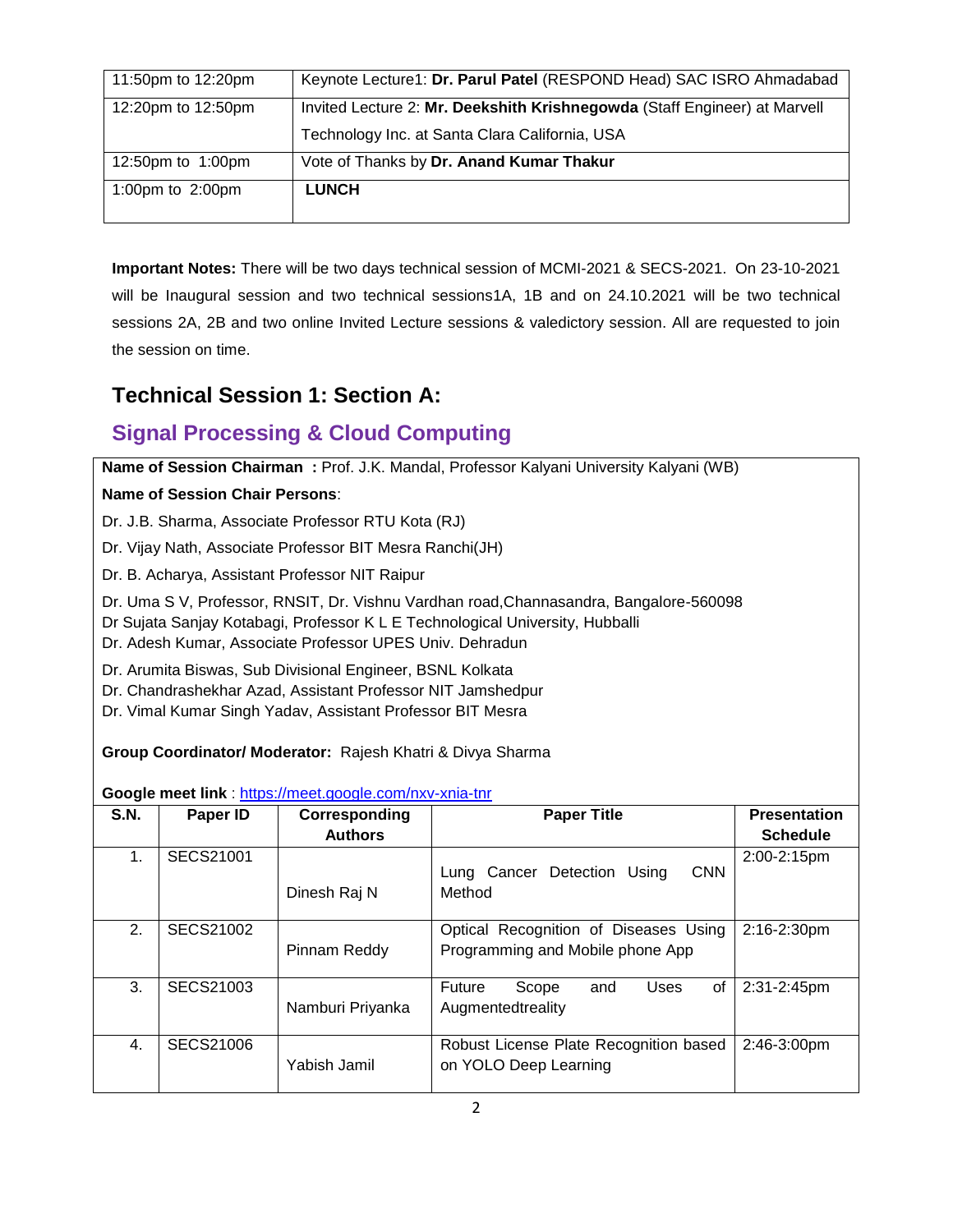| | |
|---|---|
| 11:50pm to 12:20pm | Keynote Lecture1: **Dr. Parul Patel** (RESPOND Head) SAC ISRO Ahmadabad |
| 12:20pm to 12:50pm | Invited Lecture 2: **Mr. Deekshith Krishnegowda** (Staff Engineer) at Marvell Technology Inc. at Santa Clara California, USA |
| 12:50pm to 1:00pm | Vote of Thanks by **Dr. Anand Kumar Thakur** |
| 1:00pm to 2:00pm | **LUNCH** |

**Important Notes:** There will be two days technical session of MCMI-2021 & SECS-2021. On 23-10-2021 will be Inaugural session and two technical sessions1A, 1B and on 24.10.2021 will be two technical sessions 2A, 2B and two online Invited Lecture sessions & valedictory session. All are requested to join the session on time.

## Technical Session 1: Section A:

## Signal Processing & Cloud Computing

**Name of Session Chairman :** Prof. J.K. Mandal, Professor Kalyani University Kalyani (WB)

**Name of Session Chair Persons**:

Dr. J.B. Sharma, Associate Professor RTU Kota (RJ)

Dr. Vijay Nath, Associate Professor BIT Mesra Ranchi(JH)

Dr. B. Acharya, Assistant Professor NIT Raipur

Dr. Uma S V, Professor, RNSIT, Dr. Vishnu Vardhan road,Channasandra, Bangalore-560098

Dr Sujata Sanjay Kotabagi, Professor K L E Technological University, Hubballi

Dr. Adesh Kumar, Associate Professor UPES Univ. Dehradun

Dr. Arumita Biswas, Sub Divisional Engineer, BSNL Kolkata

Dr. Chandrashekhar Azad, Assistant Professor NIT Jamshedpur

Dr. Vimal Kumar Singh Yadav, Assistant Professor BIT Mesra

**Group Coordinator/ Moderator:** Rajesh Khatri & Divya Sharma

**Google meet link** : https://meet.google.com/nxv-xnia-tnr

| S.N. | Paper ID | Corresponding Authors | Paper Title | Presentation Schedule |
|---|---|---|---|---|
| 1. | SECS21001 | Dinesh Raj N | Lung Cancer Detection Using CNN Method | 2:00-2:15pm |
| 2. | SECS21002 | Pinnam Reddy | Optical Recognition of Diseases Using Programming and Mobile phone App | 2:16-2:30pm |
| 3. | SECS21003 | Namburi Priyanka | Future Scope and Uses of Augmentedtreality | 2:31-2:45pm |
| 4. | SECS21006 | Yabish Jamil | Robust License Plate Recognition based on YOLO Deep Learning | 2:46-3:00pm |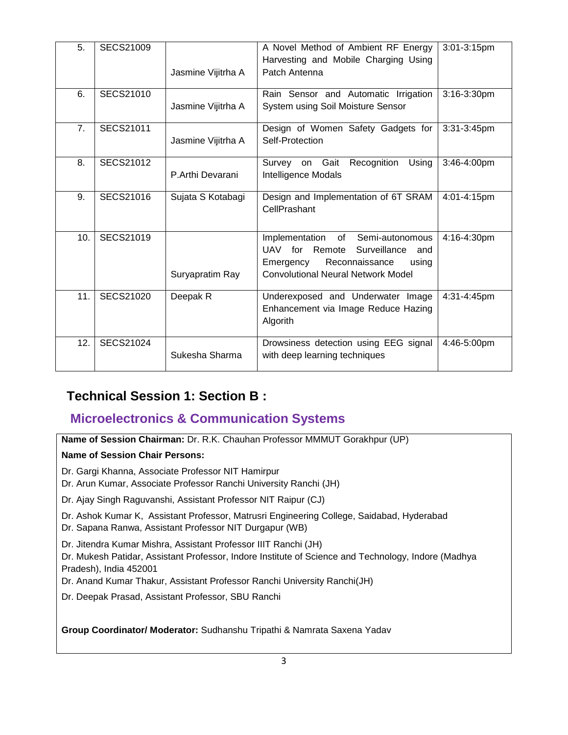| 5. | SECS21009 | Jasmine Vijitrha A | A Novel Method of Ambient RF Energy Harvesting and Mobile Charging Using Patch Antenna | 3:01-3:15pm |
|---|---|---|---|---|
| 6. | SECS21010 | Jasmine Vijitrha A | Rain Sensor and Automatic Irrigation System using Soil Moisture Sensor | 3:16-3:30pm |
| 7. | SECS21011 | Jasmine Vijitrha A | Design of Women Safety Gadgets for Self-Protection | 3:31-3:45pm |
| 8. | SECS21012 | P.Arthi Devarani | Survey on Gait Recognition Using Intelligence Modals | 3:46-4:00pm |
| 9. | SECS21016 | Sujata S Kotabagi | Design and Implementation of 6T SRAM CellPrashant | 4:01-4:15pm |
| 10. | SECS21019 | Suryapratim Ray | Implementation of Semi-autonomous UAV for Remote Surveillance and Emergency Reconnaissance using Convolutional Neural Network Model | 4:16-4:30pm |
| 11. | SECS21020 | Deepak R | Underexposed and Underwater Image Enhancement via Image Reduce Hazing Algorith | 4:31-4:45pm |
| 12. | SECS21024 | Sukesha Sharma | Drowsiness detection using EEG signal with deep learning techniques | 4:46-5:00pm |

## Technical Session 1: Section B :

### Microelectronics & Communication Systems

**Name of Session Chairman:** Dr. R.K. Chauhan Professor MMMUT Gorakhpur (UP)

**Name of Session Chair Persons:**

Dr. Gargi Khanna, Associate Professor NIT Hamirpur
Dr. Arun Kumar, Associate Professor Ranchi University Ranchi (JH)

Dr. Ajay Singh Raguvanshi, Assistant Professor NIT Raipur (CJ)

Dr. Ashok Kumar K, Assistant Professor, Matrusri Engineering College, Saidabad, Hyderabad
Dr. Sapana Ranwa, Assistant Professor NIT Durgapur (WB)

Dr. Jitendra Kumar Mishra, Assistant Professor IIIT Ranchi (JH)
Dr. Mukesh Patidar, Assistant Professor, Indore Institute of Science and Technology, Indore (Madhya Pradesh), India 452001
Dr. Anand Kumar Thakur, Assistant Professor Ranchi University Ranchi(JH)

Dr. Deepak Prasad, Assistant Professor, SBU Ranchi

**Group Coordinator/ Moderator:** Sudhanshu Tripathi & Namrata Saxena Yadav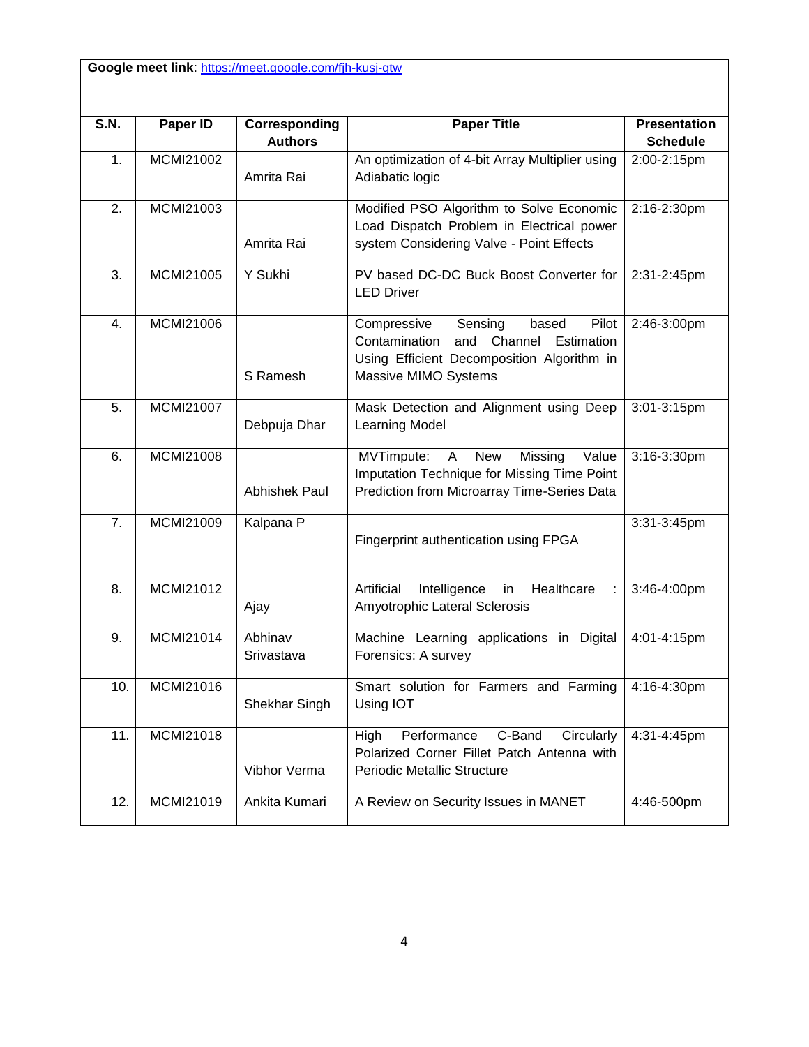**Google meet link**: [https://meet.google.com/fjh-kusj-gtw](https://meet.google.com/fjh-kusj-gtw)

| S.N. | Paper ID | Corresponding Authors | Paper Title | Presentation Schedule |
|---|---|---|---|---|
| 1. | MCMI21002 | Amrita Rai | An optimization of 4-bit Array Multiplier using Adiabatic logic | 2:00-2:15pm |
| 2. | MCMI21003 | Amrita Rai | Modified PSO Algorithm to Solve Economic Load Dispatch Problem in Electrical power system Considering Valve - Point Effects | 2:16-2:30pm |
| 3. | MCMI21005 | Y Sukhi | PV based DC-DC Buck Boost Converter for LED Driver | 2:31-2:45pm |
| 4. | MCMI21006 | S Ramesh | Compressive Sensing based Pilot Contamination and Channel Estimation Using Efficient Decomposition Algorithm in Massive MIMO Systems | 2:46-3:00pm |
| 5. | MCMI21007 | Debpuja Dhar | Mask Detection and Alignment using Deep Learning Model | 3:01-3:15pm |
| 6. | MCMI21008 | Abhishek Paul | MVTimpute: A New Missing Value Imputation Technique for Missing Time Point Prediction from Microarray Time-Series Data | 3:16-3:30pm |
| 7. | MCMI21009 | Kalpana P | Fingerprint authentication using FPGA | 3:31-3:45pm |
| 8. | MCMI21012 | Ajay | Artificial Intelligence in Healthcare : Amyotrophic Lateral Sclerosis | 3:46-4:00pm |
| 9. | MCMI21014 | Abhinav Srivastava | Machine Learning applications in Digital Forensics: A survey | 4:01-4:15pm |
| 10. | MCMI21016 | Shekhar Singh | Smart solution for Farmers and Farming Using IOT | 4:16-4:30pm |
| 11. | MCMI21018 | Vibhor Verma | High Performance C-Band Circularly Polarized Corner Fillet Patch Antenna with Periodic Metallic Structure | 4:31-4:45pm |
| 12. | MCMI21019 | Ankita Kumari | A Review on Security Issues in MANET | 4:46-500pm |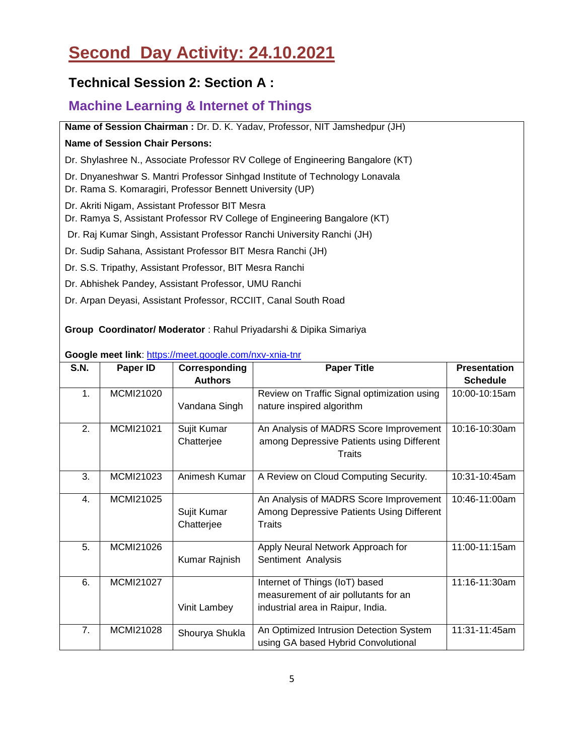# Second Day Activity: 24.10.2021

## Technical Session 2: Section A :

## Machine Learning & Internet of Things

**Name of Session Chairman :** Dr. D. K. Yadav, Professor, NIT Jamshedpur (JH)

**Name of Session Chair Persons:**

Dr. Shylashree N., Associate Professor RV College of Engineering Bangalore (KT)

Dr. Dnyaneshwar S. Mantri Professor Sinhgad Institute of Technology Lonavala
Dr. Rama S. Komaragiri, Professor Bennett University (UP)

Dr. Akriti Nigam, Assistant Professor BIT Mesra
Dr. Ramya S, Assistant Professor RV College of Engineering Bangalore (KT)

Dr. Raj Kumar Singh, Assistant Professor Ranchi University Ranchi (JH)

Dr. Sudip Sahana, Assistant Professor BIT Mesra Ranchi (JH)

Dr. S.S. Tripathy, Assistant Professor, BIT Mesra Ranchi

Dr. Abhishek Pandey, Assistant Professor, UMU Ranchi

Dr. Arpan Deyasi, Assistant Professor, RCCIIT, Canal South Road

**Group Coordinator/ Moderator** : Rahul Priyadarshi & Dipika Simariya

**Google meet link**: https://meet.google.com/nxv-xnia-tnr

| S.N. | Paper ID | Corresponding Authors | Paper Title | Presentation Schedule |
|---|---|---|---|---|
| 1. | MCMI21020 | Vandana Singh | Review on Traffic Signal optimization using nature inspired algorithm | 10:00-10:15am |
| 2. | MCMI21021 | Sujit Kumar Chatterjee | An Analysis of MADRS Score Improvement among Depressive Patients using Different Traits | 10:16-10:30am |
| 3. | MCMI21023 | Animesh Kumar | A Review on Cloud Computing Security. | 10:31-10:45am |
| 4. | MCMI21025 | Sujit Kumar Chatterjee | An Analysis of MADRS Score Improvement Among Depressive Patients Using Different Traits | 10:46-11:00am |
| 5. | MCMI21026 | Kumar Rajnish | Apply Neural Network Approach for Sentiment Analysis | 11:00-11:15am |
| 6. | MCMI21027 | Vinit Lambey | Internet of Things (IoT) based measurement of air pollutants for an industrial area in Raipur, India. | 11:16-11:30am |
| 7. | MCMI21028 | Shourya Shukla | An Optimized Intrusion Detection System using GA based Hybrid Convolutional | 11:31-11:45am |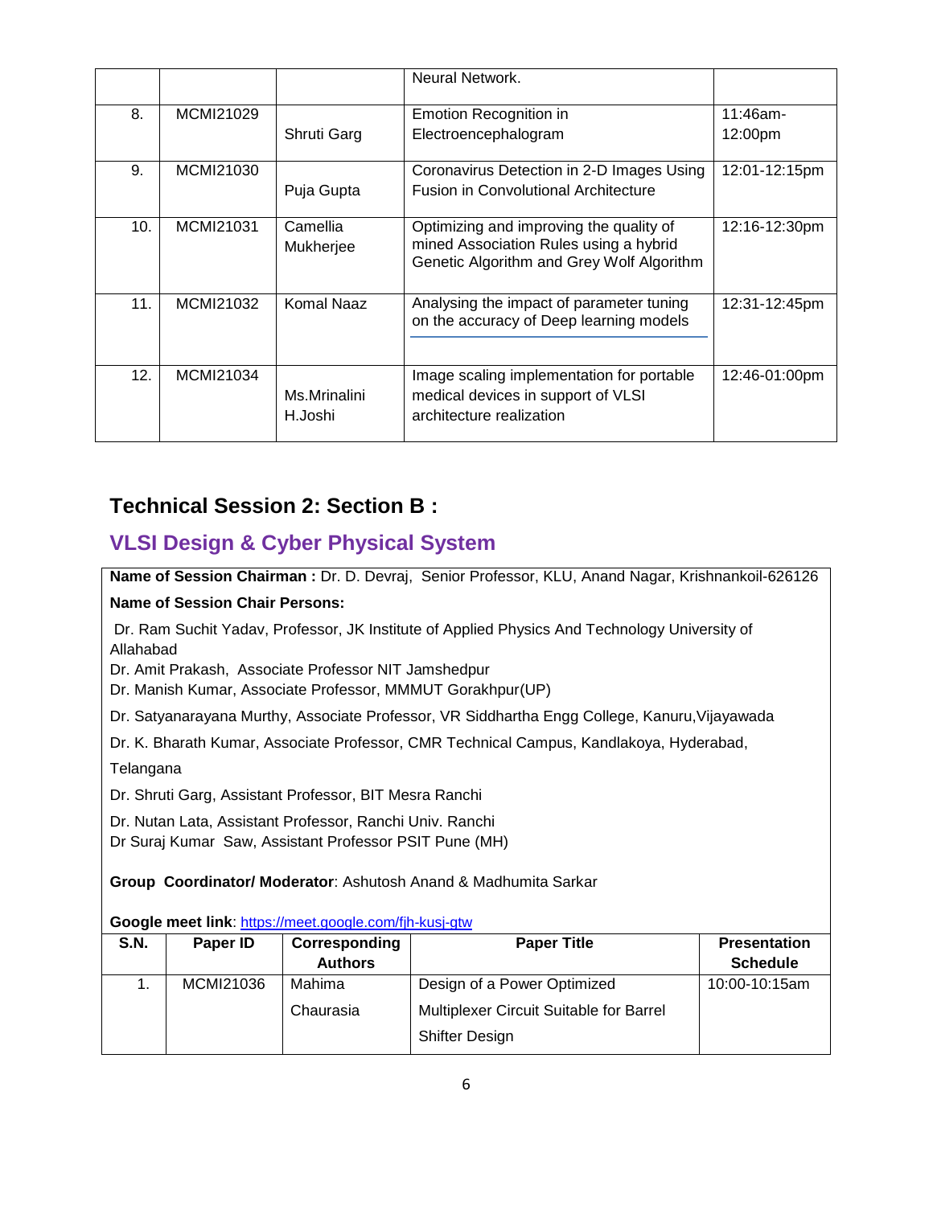|  |  |  | Neural Network. |  |
|---|---|---|---|---|
| 8. | MCMI21029 | Shruti Garg | Emotion Recognition in Electroencephalogram | 11:46am-12:00pm |
| 9. | MCMI21030 | Puja Gupta | Coronavirus Detection in 2-D Images Using Fusion in Convolutional Architecture | 12:01-12:15pm |
| 10. | MCMI21031 | Camellia Mukherjee | Optimizing and improving the quality of mined Association Rules using a hybrid Genetic Algorithm and Grey Wolf Algorithm | 12:16-12:30pm |
| 11. | MCMI21032 | Komal Naaz | Analysing the impact of parameter tuning on the accuracy of Deep learning models | 12:31-12:45pm |
| 12. | MCMI21034 | Ms.Mrinalini H.Joshi | Image scaling implementation for portable medical devices in support of VLSI architecture realization | 12:46-01:00pm |

## Technical Session 2: Section B :

## VLSI Design & Cyber Physical System

**Name of Session Chairman :** Dr. D. Devraj, Senior Professor, KLU, Anand Nagar, Krishnankoil-626126

**Name of Session Chair Persons:**

Dr. Ram Suchit Yadav, Professor, JK Institute of Applied Physics And Technology University of Allahabad

Dr. Amit Prakash, Associate Professor NIT Jamshedpur

Dr. Manish Kumar, Associate Professor, MMMUT Gorakhpur(UP)

Dr. Satyanarayana Murthy, Associate Professor, VR Siddhartha Engg College, Kanuru,Vijayawada

Dr. K. Bharath Kumar, Associate Professor, CMR Technical Campus, Kandlakoya, Hyderabad, Telangana

Dr. Shruti Garg, Assistant Professor, BIT Mesra Ranchi

Dr. Nutan Lata, Assistant Professor, Ranchi Univ. Ranchi

Dr Suraj Kumar Saw, Assistant Professor PSIT Pune (MH)

**Group Coordinator/ Moderator**: Ashutosh Anand & Madhumita Sarkar

**Google meet link**: https://meet.google.com/fjh-kusj-gtw

| S.N. | Paper ID | Corresponding Authors | Paper Title | Presentation Schedule |
|---|---|---|---|---|
| 1. | MCMI21036 | Mahima Chaurasia | Design of a Power Optimized Multiplexer Circuit Suitable for Barrel Shifter Design | 10:00-10:15am |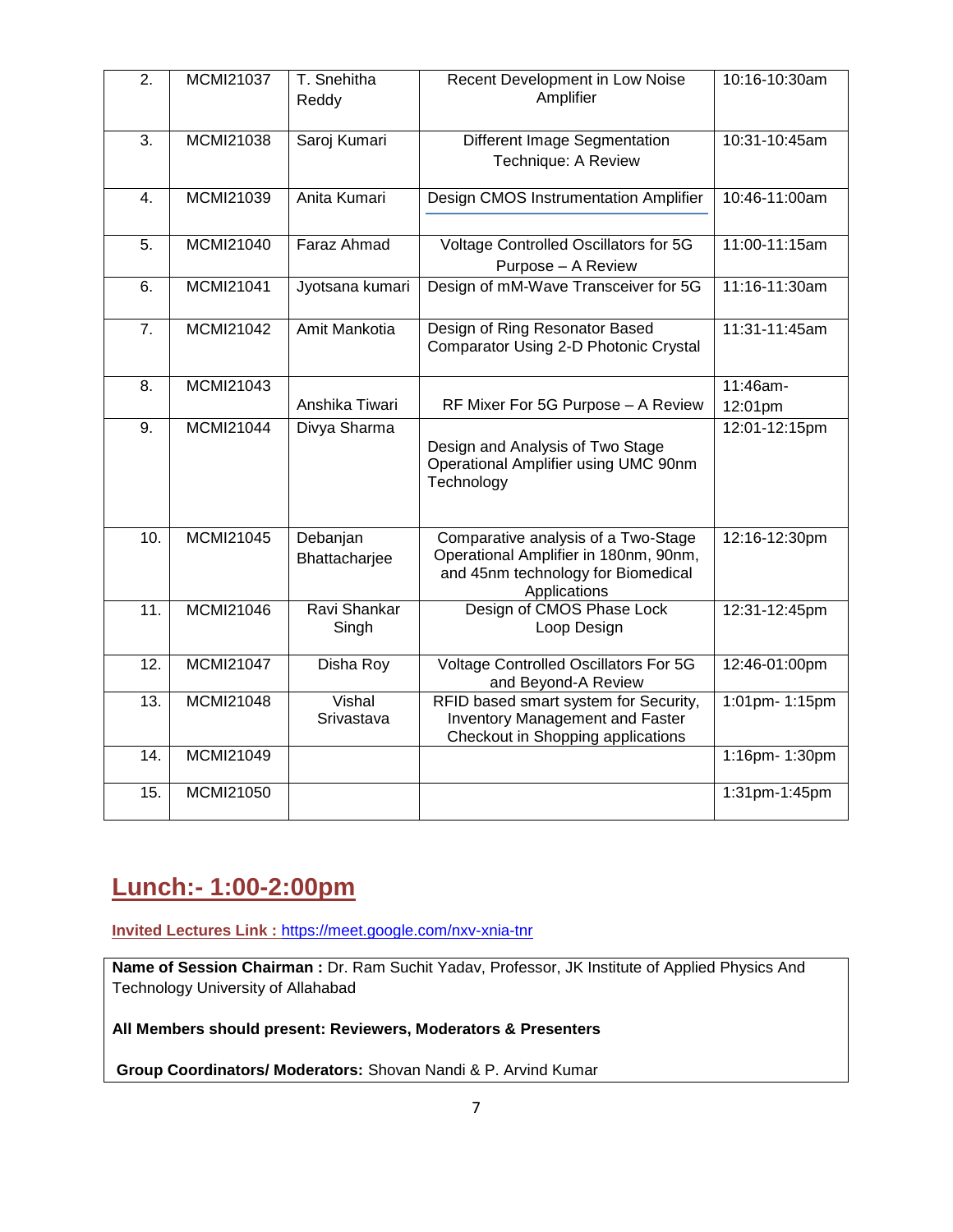| 2. | MCMI21037 | T. Snehitha Reddy | Recent Development in Low Noise Amplifier | 10:16-10:30am |
|---|---|---|---|---|
| 3. | MCMI21038 | Saroj Kumari | Different Image Segmentation Technique: A Review | 10:31-10:45am |
| 4. | MCMI21039 | Anita Kumari | Design CMOS Instrumentation Amplifier | 10:46-11:00am |
| 5. | MCMI21040 | Faraz Ahmad | Voltage Controlled Oscillators for 5G Purpose – A Review | 11:00-11:15am |
| 6. | MCMI21041 | Jyotsana kumari | Design of mM-Wave Transceiver for 5G | 11:16-11:30am |
| 7. | MCMI21042 | Amit Mankotia | Design of Ring Resonator Based Comparator Using 2-D Photonic Crystal | 11:31-11:45am |
| 8. | MCMI21043 | Anshika Tiwari | RF Mixer For 5G Purpose – A Review | 11:46am-12:01pm |
| 9. | MCMI21044 | Divya Sharma | Design and Analysis of Two Stage Operational Amplifier using UMC 90nm Technology | 12:01-12:15pm |
| 10. | MCMI21045 | Debanjan Bhattacharjee | Comparative analysis of a Two-Stage Operational Amplifier in 180nm, 90nm, and 45nm technology for Biomedical Applications | 12:16-12:30pm |
| 11. | MCMI21046 | Ravi Shankar Singh | Design of CMOS Phase Lock Loop Design | 12:31-12:45pm |
| 12. | MCMI21047 | Disha Roy | Voltage Controlled Oscillators For 5G and Beyond-A Review | 12:46-01:00pm |
| 13. | MCMI21048 | Vishal Srivastava | RFID based smart system for Security, Inventory Management and Faster Checkout in Shopping applications | 1:01pm- 1:15pm |
| 14. | MCMI21049 | | | 1:16pm- 1:30pm |
| 15. | MCMI21050 | | | 1:31pm-1:45pm |

## Lunch:- 1:00-2:00pm

**Invited Lectures Link :** https://meet.google.com/nxv-xnia-tnr

**Name of Session Chairman :** Dr. Ram Suchit Yadav, Professor, JK Institute of Applied Physics And Technology University of Allahabad

**All Members should present: Reviewers, Moderators & Presenters**

**Group Coordinators/ Moderators:** Shovan Nandi & P. Arvind Kumar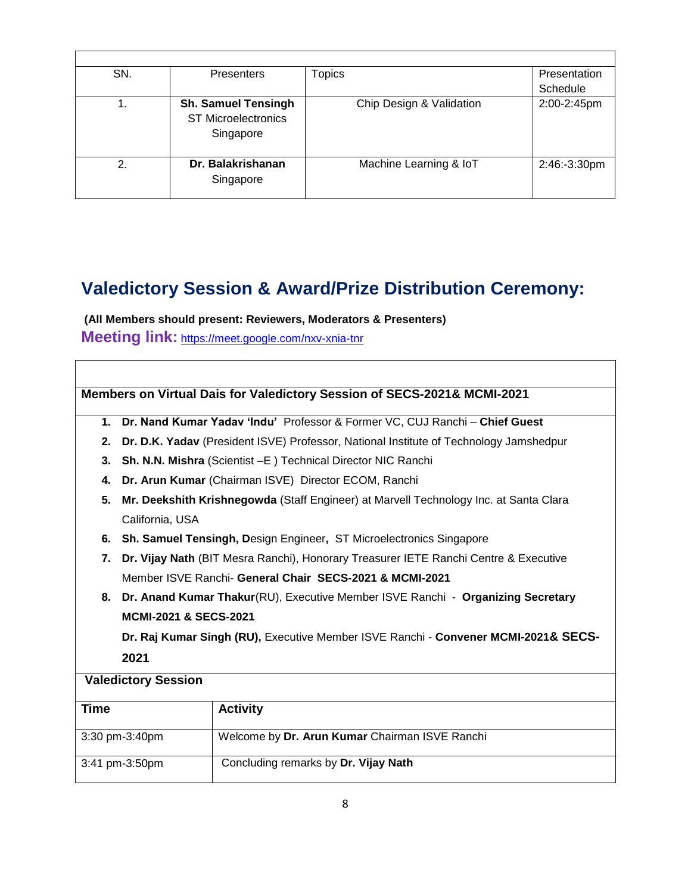| SN. | Presenters | Topics | Presentation Schedule |
|---|---|---|---|
| 1. | **Sh. Samuel Tensingh** ST Microelectronics Singapore | Chip Design & Validation | 2:00-2:45pm |
| 2. | **Dr. Balakrishanan** Singapore | Machine Learning & IoT | 2:46:-3:30pm |

## Valedictory Session & Award/Prize Distribution Ceremony:

**(All Members should present: Reviewers, Moderators & Presenters)**

**Meeting link:** https://meet.google.com/nxv-xnia-tnr

**Members on Virtual Dais for Valedictory Session of SECS-2021& MCMI-2021**

1. **Dr. Nand Kumar Yadav 'Indu'** Professor & Former VC, CUJ Ranchi – **Chief Guest**
2. **Dr. D.K. Yadav** (President ISVE) Professor, National Institute of Technology Jamshedpur
3. **Sh. N.N. Mishra** (Scientist –E ) Technical Director NIC Ranchi
4. **Dr. Arun Kumar** (Chairman ISVE) Director ECOM, Ranchi
5. **Mr. Deekshith Krishnegowda** (Staff Engineer) at Marvell Technology Inc. at Santa Clara California, USA
6. **Sh. Samuel Tensingh, D**esign Engineer**,** ST Microelectronics Singapore
7. **Dr. Vijay Nath** (BIT Mesra Ranchi), Honorary Treasurer IETE Ranchi Centre & Executive Member ISVE Ranchi- **General Chair SECS-2021 & MCMI-2021**
8. **Dr. Anand Kumar Thakur**(RU), Executive Member ISVE Ranchi - **Organizing Secretary MCMI-2021 & SECS-2021**

   **Dr. Raj Kumar Singh (RU),** Executive Member ISVE Ranchi - **Convener MCMI-2021& SECS-2021**

**Valedictory Session**

| Time | Activity |
|---|---|
| 3:30 pm-3:40pm | Welcome by **Dr. Arun Kumar** Chairman ISVE Ranchi |
| 3:41 pm-3:50pm | Concluding remarks by **Dr. Vijay Nath** |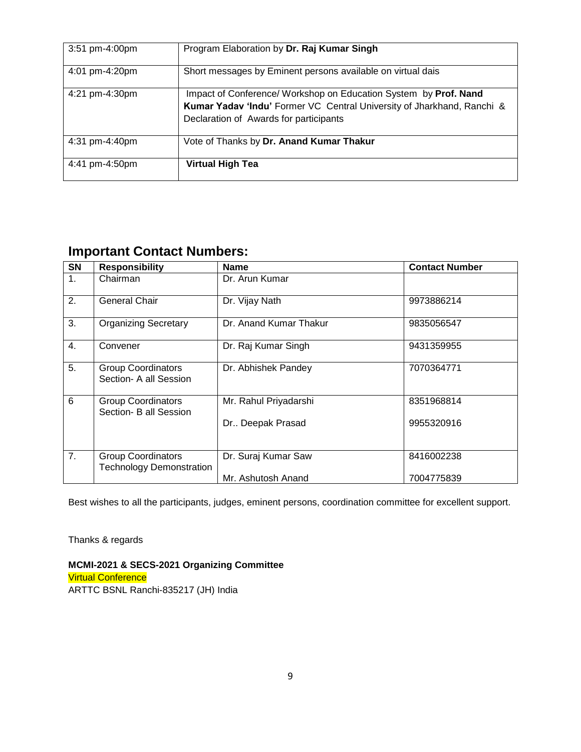| | |
|---|---|
| 3:51 pm-4:00pm | Program Elaboration by **Dr. Raj Kumar Singh** |
| 4:01 pm-4:20pm | Short messages by Eminent persons available on virtual dais |
| 4:21 pm-4:30pm | Impact of Conference/ Workshop on Education System by **Prof. Nand Kumar Yadav 'Indu'** Former VC Central University of Jharkhand, Ranchi & Declaration of Awards for participants |
| 4:31 pm-4:40pm | Vote of Thanks by **Dr. Anand Kumar Thakur** |
| 4:41 pm-4:50pm | **Virtual High Tea** |

## Important Contact Numbers:

| SN | Responsibility | Name | Contact Number |
|---|---|---|---|
| 1. | Chairman | Dr. Arun Kumar | |
| 2. | General Chair | Dr. Vijay Nath | 9973886214 |
| 3. | Organizing Secretary | Dr. Anand Kumar Thakur | 9835056547 |
| 4. | Convener | Dr. Raj Kumar Singh | 9431359955 |
| 5. | Group Coordinators Section- A all Session | Dr. Abhishek Pandey | 7070364771 |
| 6 | Group Coordinators Section- B all Session | Mr. Rahul Priyadarshi<br>Dr.. Deepak Prasad | 8351968814<br>9955320916 |
| 7. | Group Coordinators Technology Demonstration | Dr. Suraj Kumar Saw<br>Mr. Ashutosh Anand | 8416002238<br>7004775839 |

Best wishes to all the participants, judges, eminent persons, coordination committee for excellent support.

Thanks & regards

**MCMI-2021 & SECS-2021 Organizing Committee**
Virtual Conference
ARTTC BSNL Ranchi-835217 (JH) India